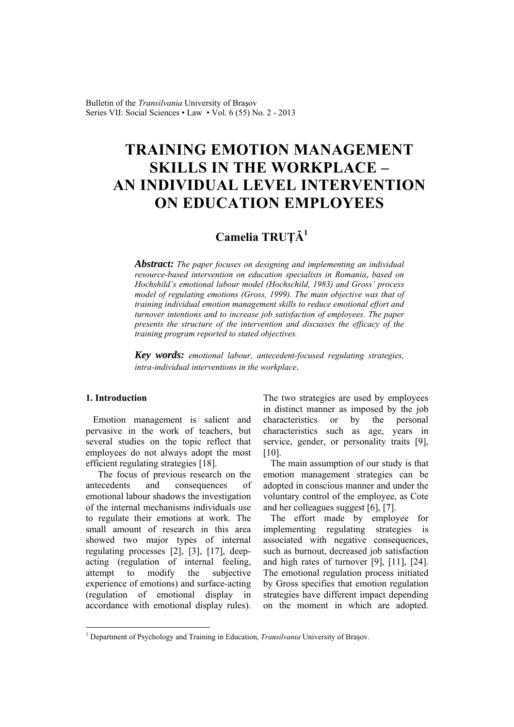# TRAINING EMOTION MANAGEMENT SKILLS IN THE WORKPLACE – AN INDIVIDUAL LEVEL INTERVENTION ON EDUCATION EMPLOYEES

**Camelia TRUȚĂ**[1]

***Abstract:*** *The paper focuses on designing and implementing an individual resource-based intervention on education specialists in Romania, based on Hochshild's emotional labour model (Hochschild, 1983) and Gross' process model of regulating emotions (Gross, 1999). The main objective was that of training individual emotion management skills to reduce emotional effort and turnover intentions and to increase job satisfaction of employees. The paper presents the structure of the intervention and discusses the efficacy of the training program reported to stated objectives.*

***Key words:*** *emotional labour, antecedent-focused regulating strategies, intra-individual interventions in the workplace*.

## 1. Introduction

Emotion management is salient and pervasive in the work of teachers, but several studies on the topic reflect that employees do not always adopt the most efficient regulating strategies [18].

The focus of previous research on the antecedents and consequences of emotional labour shadows the investigation of the internal mechanisms individuals use to regulate their emotions at work. The small amount of research in this area showed two major types of internal regulating processes [2], [3], [17], deep-acting (regulation of internal feeling, attempt to modify the subjective experience of emotions) and surface-acting (regulation of emotional display in accordance with emotional display rules). The two strategies are used by employees in distinct manner as imposed by the job characteristics or by the personal characteristics such as age, years in service, gender, or personality traits [9], [10].

The main assumption of our study is that emotion management strategies can be adopted in conscious manner and under the voluntary control of the employee, as Cote and her colleagues suggest [6], [7].

The effort made by employee for implementing regulating strategies is associated with negative consequences, such as burnout, decreased job satisfaction and high rates of turnover [9], [11], [24]. The emotional regulation process initiated by Gross specifies that emotion regulation strategies have different impact depending on the moment in which are adopted.

---

[1] Department of Psychology and Training in Education, *Transilvania* University of Brașov.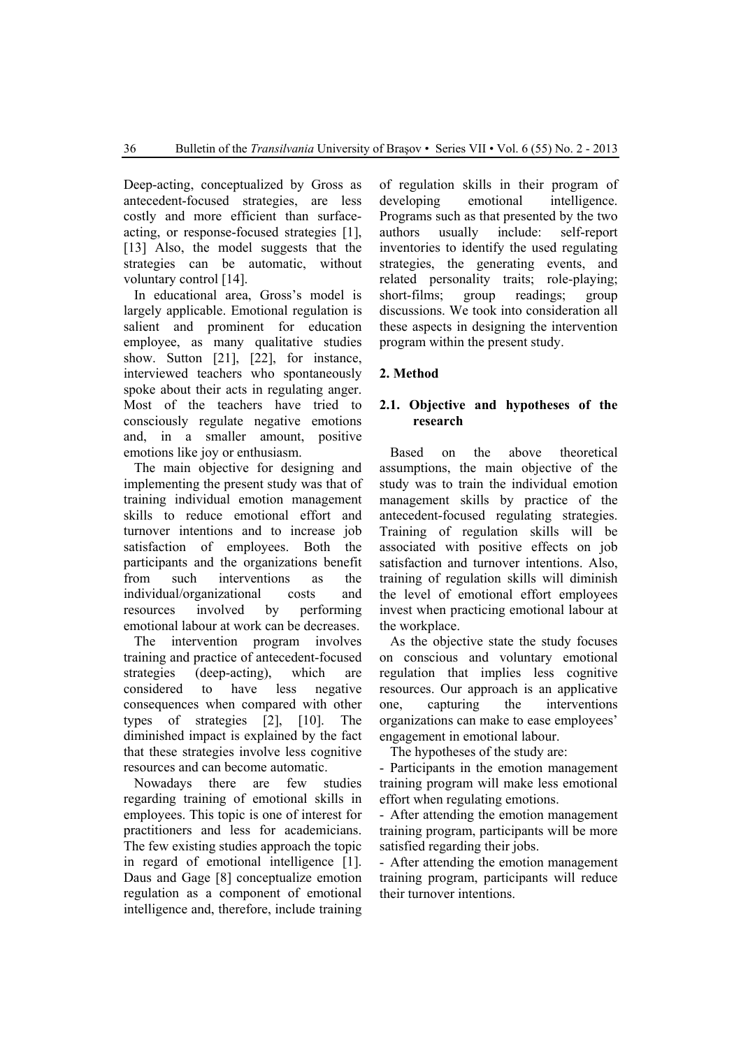Deep-acting, conceptualized by Gross as antecedent-focused strategies, are less costly and more efficient than surface-acting, or response-focused strategies [1], [13] Also, the model suggests that the strategies can be automatic, without voluntary control [14].

In educational area, Gross's model is largely applicable. Emotional regulation is salient and prominent for education employee, as many qualitative studies show. Sutton [21], [22], for instance, interviewed teachers who spontaneously spoke about their acts in regulating anger. Most of the teachers have tried to consciously regulate negative emotions and, in a smaller amount, positive emotions like joy or enthusiasm.

The main objective for designing and implementing the present study was that of training individual emotion management skills to reduce emotional effort and turnover intentions and to increase job satisfaction of employees. Both the participants and the organizations benefit from such interventions as the individual/organizational costs and resources involved by performing emotional labour at work can be decreases.

The intervention program involves training and practice of antecedent-focused strategies (deep-acting), which are considered to have less negative consequences when compared with other types of strategies [2], [10]. The diminished impact is explained by the fact that these strategies involve less cognitive resources and can become automatic.

Nowadays there are few studies regarding training of emotional skills in employees. This topic is one of interest for practitioners and less for academicians. The few existing studies approach the topic in regard of emotional intelligence [1]. Daus and Gage [8] conceptualize emotion regulation as a component of emotional intelligence and, therefore, include training of regulation skills in their program of developing emotional intelligence. Programs such as that presented by the two authors usually include: self-report inventories to identify the used regulating strategies, the generating events, and related personality traits; role-playing; short-films; group readings; group discussions. We took into consideration all these aspects in designing the intervention program within the present study.

## 2. Method

### 2.1. Objective and hypotheses of the research

Based on the above theoretical assumptions, the main objective of the study was to train the individual emotion management skills by practice of the antecedent-focused regulating strategies. Training of regulation skills will be associated with positive effects on job satisfaction and turnover intentions. Also, training of regulation skills will diminish the level of emotional effort employees invest when practicing emotional labour at the workplace.

As the objective state the study focuses on conscious and voluntary emotional regulation that implies less cognitive resources. Our approach is an applicative one, capturing the interventions organizations can make to ease employees' engagement in emotional labour.

The hypotheses of the study are:

- Participants in the emotion management training program will make less emotional effort when regulating emotions.
- After attending the emotion management training program, participants will be more satisfied regarding their jobs.
- After attending the emotion management training program, participants will reduce their turnover intentions.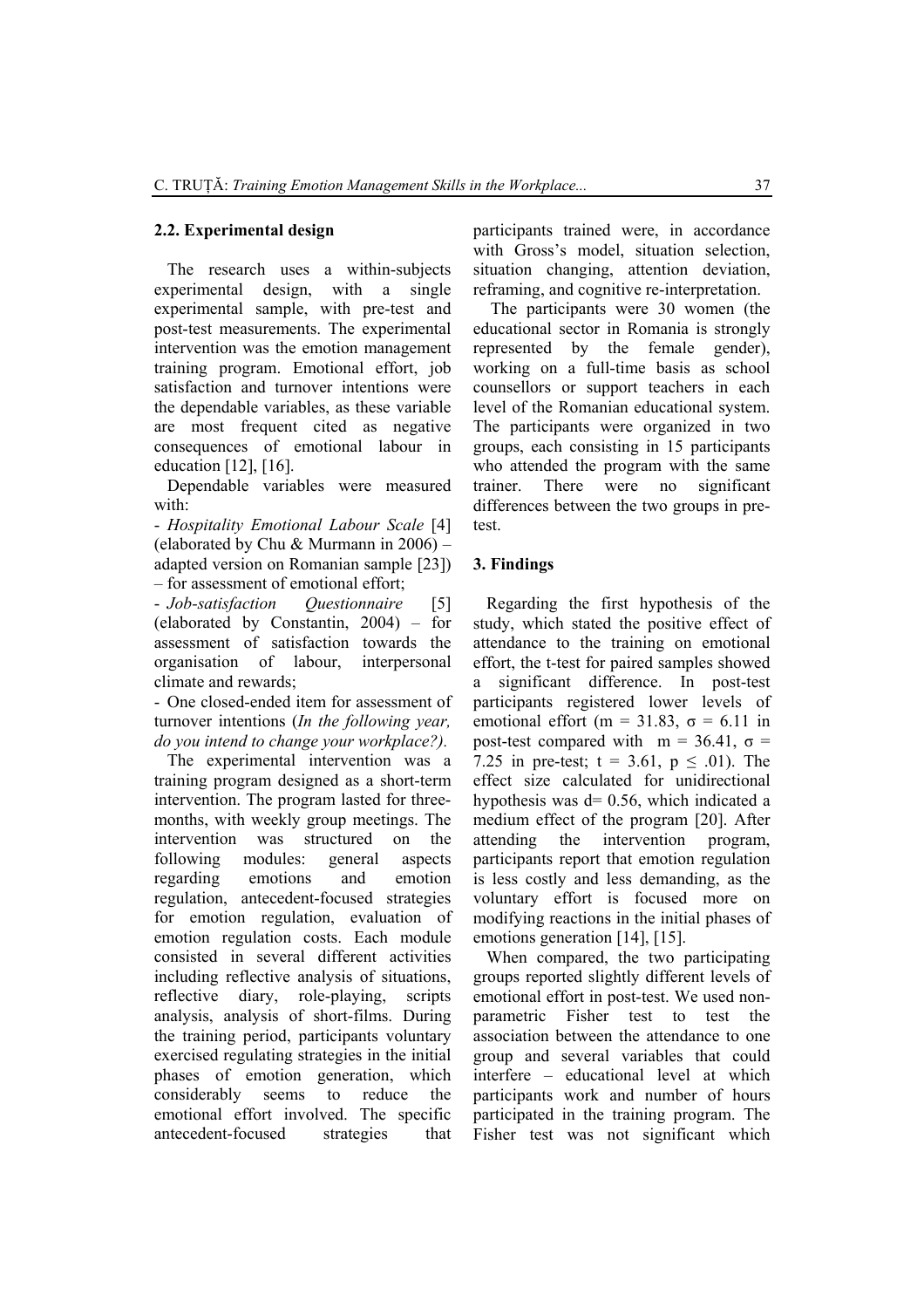### 2.2. Experimental design

The research uses a within-subjects experimental design, with a single experimental sample, with pre-test and post-test measurements. The experimental intervention was the emotion management training program. Emotional effort, job satisfaction and turnover intentions were the dependable variables, as these variable are most frequent cited as negative consequences of emotional labour in education [12], [16].

Dependable variables were measured with:

- *Hospitality Emotional Labour Scale* [4] (elaborated by Chu & Murmann in 2006) – adapted version on Romanian sample [23]) – for assessment of emotional effort;
- *Job-satisfaction Questionnaire* [5] (elaborated by Constantin, 2004) – for assessment of satisfaction towards the organisation of labour, interpersonal climate and rewards;
- One closed-ended item for assessment of turnover intentions (*In the following year, do you intend to change your workplace?).*

The experimental intervention was a training program designed as a short-term intervention. The program lasted for three-months, with weekly group meetings. The intervention was structured on the following modules: general aspects regarding emotions and emotion regulation, antecedent-focused strategies for emotion regulation, evaluation of emotion regulation costs. Each module consisted in several different activities including reflective analysis of situations, reflective diary, role-playing, scripts analysis, analysis of short-films. During the training period, participants voluntary exercised regulating strategies in the initial phases of emotion generation, which considerably seems to reduce the emotional effort involved. The specific antecedent-focused strategies that participants trained were, in accordance with Gross's model, situation selection, situation changing, attention deviation, reframing, and cognitive re-interpretation.

The participants were 30 women (the educational sector in Romania is strongly represented by the female gender), working on a full-time basis as school counsellors or support teachers in each level of the Romanian educational system. The participants were organized in two groups, each consisting in 15 participants who attended the program with the same trainer. There were no significant differences between the two groups in pre-test.

## 3. Findings

Regarding the first hypothesis of the study, which stated the positive effect of attendance to the training on emotional effort, the t-test for paired samples showed a significant difference. In post-test participants registered lower levels of emotional effort ($m = 31.83$, $\sigma = 6.11$ in post-test compared with $m = 36.41$, $\sigma = 7.25$ in pre-test; $t = 3.61$, $p \leq .01$). The effect size calculated for unidirectional hypothesis was $d = 0.56$, which indicated a medium effect of the program [20]. After attending the intervention program, participants report that emotion regulation is less costly and less demanding, as the voluntary effort is focused more on modifying reactions in the initial phases of emotions generation [14], [15].

When compared, the two participating groups reported slightly different levels of emotional effort in post-test. We used non-parametric Fisher test to test the association between the attendance to one group and several variables that could interfere – educational level at which participants work and number of hours participated in the training program. The Fisher test was not significant which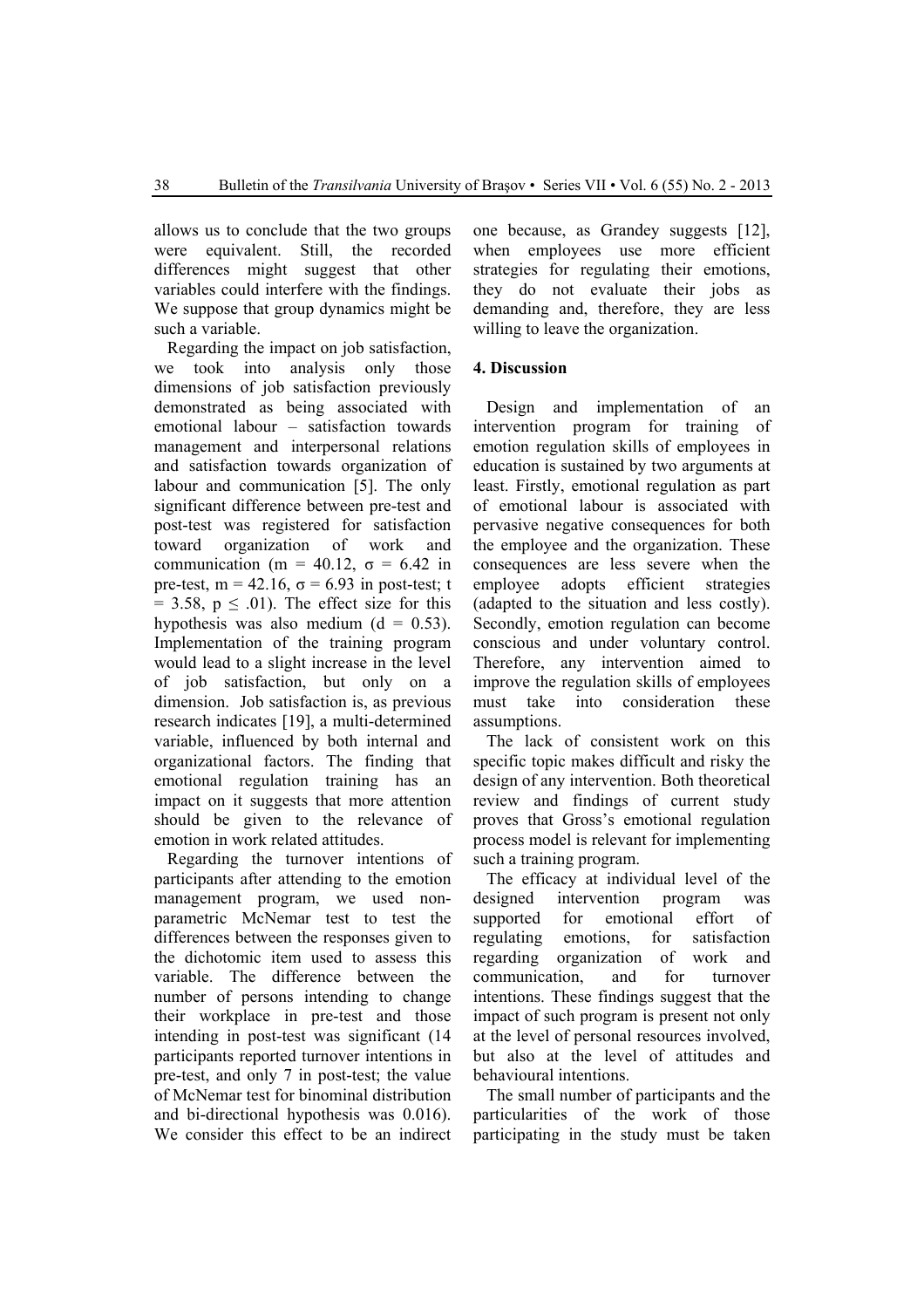allows us to conclude that the two groups were equivalent. Still, the recorded differences might suggest that other variables could interfere with the findings. We suppose that group dynamics might be such a variable.

Regarding the impact on job satisfaction, we took into analysis only those dimensions of job satisfaction previously demonstrated as being associated with emotional labour – satisfaction towards management and interpersonal relations and satisfaction towards organization of labour and communication [5]. The only significant difference between pre-test and post-test was registered for satisfaction toward organization of work and communication ($m = 40.12$, $\sigma = 6.42$ in pre-test, $m = 42.16$, $\sigma = 6.93$ in post-test; $t = 3.58$, $p \leq .01$). The effect size for this hypothesis was also medium ($d = 0.53$). Implementation of the training program would lead to a slight increase in the level of job satisfaction, but only on a dimension. Job satisfaction is, as previous research indicates [19], a multi-determined variable, influenced by both internal and organizational factors. The finding that emotional regulation training has an impact on it suggests that more attention should be given to the relevance of emotion in work related attitudes.

Regarding the turnover intentions of participants after attending to the emotion management program, we used non-parametric McNemar test to test the differences between the responses given to the dichotomic item used to assess this variable. The difference between the number of persons intending to change their workplace in pre-test and those intending in post-test was significant (14 participants reported turnover intentions in pre-test, and only 7 in post-test; the value of McNemar test for binominal distribution and bi-directional hypothesis was 0.016). We consider this effect to be an indirect one because, as Grandey suggests [12], when employees use more efficient strategies for regulating their emotions, they do not evaluate their jobs as demanding and, therefore, they are less willing to leave the organization.

## 4. Discussion

Design and implementation of an intervention program for training of emotion regulation skills of employees in education is sustained by two arguments at least. Firstly, emotional regulation as part of emotional labour is associated with pervasive negative consequences for both the employee and the organization. These consequences are less severe when the employee adopts efficient strategies (adapted to the situation and less costly). Secondly, emotion regulation can become conscious and under voluntary control. Therefore, any intervention aimed to improve the regulation skills of employees must take into consideration these assumptions.

The lack of consistent work on this specific topic makes difficult and risky the design of any intervention. Both theoretical review and findings of current study proves that Gross's emotional regulation process model is relevant for implementing such a training program.

The efficacy at individual level of the designed intervention program was supported for emotional effort of regulating emotions, for satisfaction regarding organization of work and communication, and for turnover intentions. These findings suggest that the impact of such program is present not only at the level of personal resources involved, but also at the level of attitudes and behavioural intentions.

The small number of participants and the particularities of the work of those participating in the study must be taken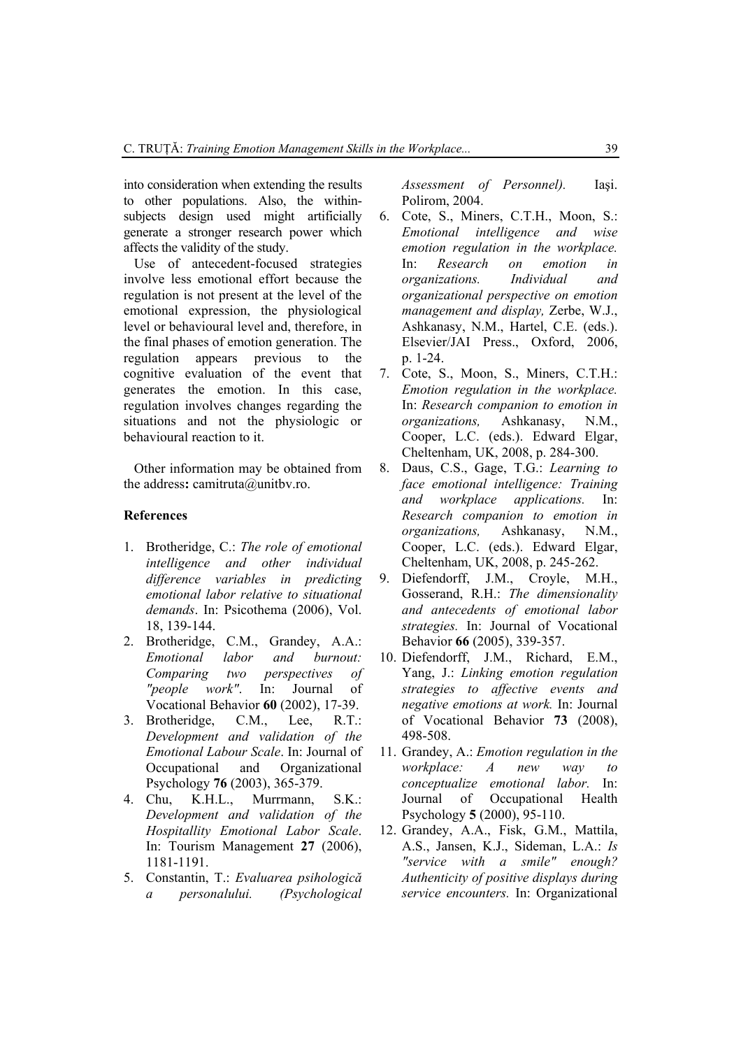into consideration when extending the results to other populations. Also, the within-subjects design used might artificially generate a stronger research power which affects the validity of the study.

Use of antecedent-focused strategies involve less emotional effort because the regulation is not present at the level of the emotional expression, the physiological level or behavioural level and, therefore, in the final phases of emotion generation. The regulation appears previous to the cognitive evaluation of the event that generates the emotion. In this case, regulation involves changes regarding the situations and not the physiologic or behavioural reaction to it.

Other information may be obtained from the address**:** camitruta@unitbv.ro.

## References

1. Brotheridge, C.: *The role of emotional intelligence and other individual difference variables in predicting emotional labor relative to situational demands*. In: Psicothema (2006), Vol. 18, 139-144.
2. Brotheridge, C.M., Grandey, A.A.: *Emotional labor and burnout: Comparing two perspectives of "people work"*. In: Journal of Vocational Behavior **60** (2002), 17-39.
3. Brotheridge, C.M., Lee, R.T.: *Development and validation of the Emotional Labour Scale*. In: Journal of Occupational and Organizational Psychology **76** (2003), 365-379.
4. Chu, K.H.L., Murrmann, S.K.: *Development and validation of the Hospitallity Emotional Labor Scale*. In: Tourism Management **27** (2006), 1181-1191.
5. Constantin, T.: *Evaluarea psihologică a personalului. (Psychological Assessment of Personnel).* Iaşi. Polirom, 2004.
6. Cote, S., Miners, C.T.H., Moon, S.: *Emotional intelligence and wise emotion regulation in the workplace.* In: *Research on emotion in organizations. Individual and organizational perspective on emotion management and display,* Zerbe, W.J., Ashkanasy, N.M., Hartel, C.E. (eds.). Elsevier/JAI Press., Oxford, 2006, p. 1-24.
7. Cote, S., Moon, S., Miners, C.T.H.: *Emotion regulation in the workplace.* In: *Research companion to emotion in organizations,* Ashkanasy, N.M., Cooper, L.C. (eds.). Edward Elgar, Cheltenham, UK, 2008, p. 284-300.
8. Daus, C.S., Gage, T.G.: *Learning to face emotional intelligence: Training and workplace applications.* In: *Research companion to emotion in organizations,* Ashkanasy, N.M., Cooper, L.C. (eds.). Edward Elgar, Cheltenham, UK, 2008, p. 245-262.
9. Diefendorff, J.M., Croyle, M.H., Gosserand, R.H.: *The dimensionality and antecedents of emotional labor strategies.* In: Journal of Vocational Behavior **66** (2005), 339-357.
10. Diefendorff, J.M., Richard, E.M., Yang, J.: *Linking emotion regulation strategies to affective events and negative emotions at work.* In: Journal of Vocational Behavior **73** (2008), 498-508.
11. Grandey, A.: *Emotion regulation in the workplace: A new way to conceptualize emotional labor.* In: Journal of Occupational Health Psychology **5** (2000), 95-110.
12. Grandey, A.A., Fisk, G.M., Mattila, A.S., Jansen, K.J., Sideman, L.A.: *Is "service with a smile" enough? Authenticity of positive displays during service encounters.* In: Organizational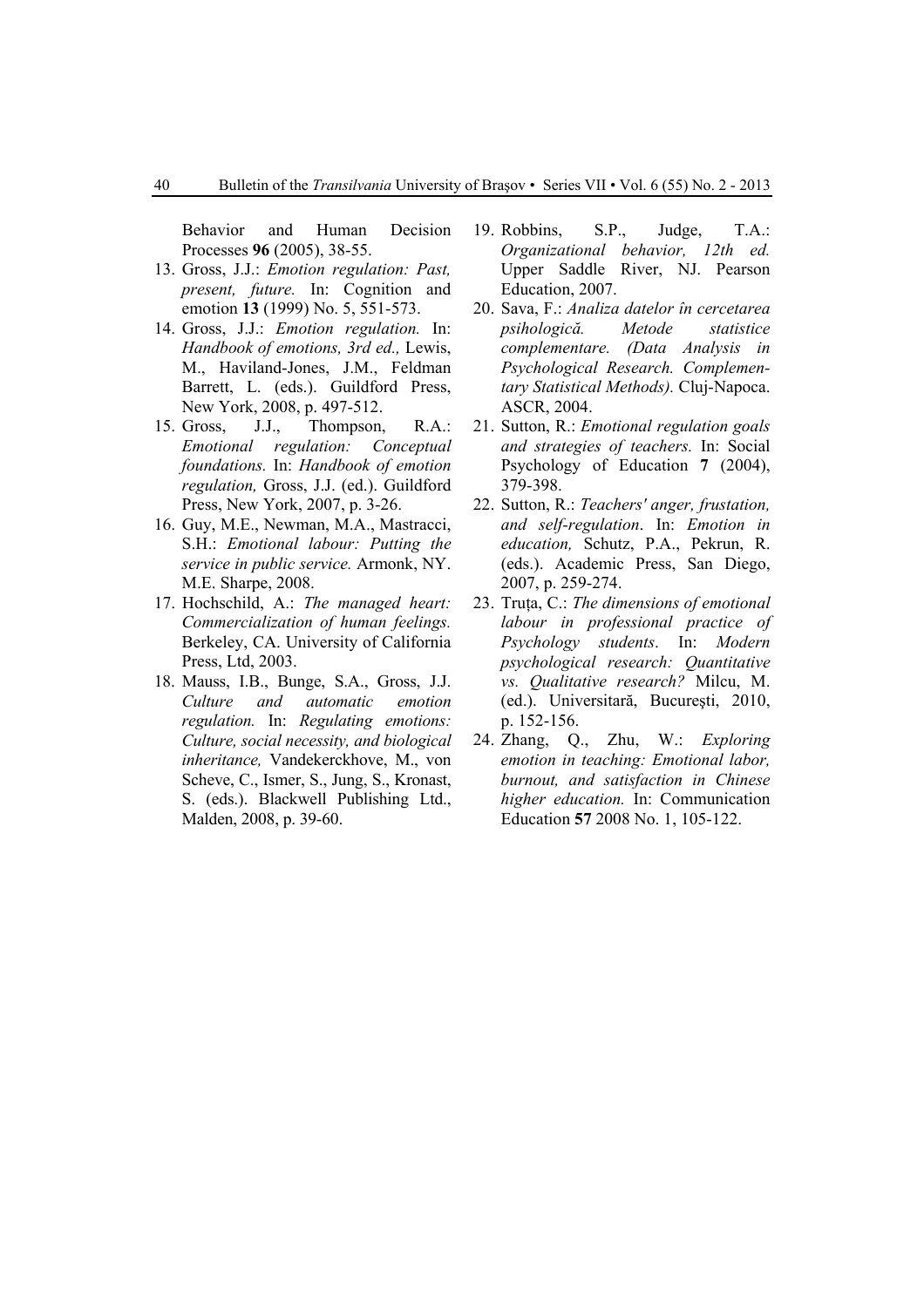Behavior and Human Decision Processes **96** (2005), 38-55.

13. Gross, J.J.: *Emotion regulation: Past, present, future.* In: Cognition and emotion **13** (1999) No. 5, 551-573.
14. Gross, J.J.: *Emotion regulation.* In: *Handbook of emotions, 3rd ed.,* Lewis, M., Haviland-Jones, J.M., Feldman Barrett, L. (eds.). Guildford Press, New York, 2008, p. 497-512.
15. Gross, J.J., Thompson, R.A.: *Emotional regulation: Conceptual foundations.* In: *Handbook of emotion regulation,* Gross, J.J. (ed.). Guildford Press, New York, 2007, p. 3-26.
16. Guy, M.E., Newman, M.A., Mastracci, S.H.: *Emotional labour: Putting the service in public service.* Armonk, NY. M.E. Sharpe, 2008.
17. Hochschild, A.: *The managed heart: Commercialization of human feelings.* Berkeley, CA. University of California Press, Ltd, 2003.
18. Mauss, I.B., Bunge, S.A., Gross, J.J. *Culture and automatic emotion regulation.* In: *Regulating emotions: Culture, social necessity, and biological inheritance,* Vandekerckhove, M., von Scheve, C., Ismer, S., Jung, S., Kronast, S. (eds.). Blackwell Publishing Ltd., Malden, 2008, p. 39-60.
19. Robbins, S.P., Judge, T.A.: *Organizational behavior, 12th ed.* Upper Saddle River, NJ. Pearson Education, 2007.
20. Sava, F.: *Analiza datelor în cercetarea psihologică. Metode statistice complementare. (Data Analysis in Psychological Research. Complementary Statistical Methods).* Cluj-Napoca. ASCR, 2004.
21. Sutton, R.: *Emotional regulation goals and strategies of teachers.* In: Social Psychology of Education **7** (2004), 379-398.
22. Sutton, R.: *Teachers' anger, frustation, and self-regulation*. In: *Emotion in education,* Schutz, P.A., Pekrun, R. (eds.). Academic Press, San Diego, 2007, p. 259-274.
23. Truța, C.: *The dimensions of emotional labour in professional practice of Psychology students*. In: *Modern psychological research: Quantitative vs. Qualitative research?* Milcu, M. (ed.). Universitară, Bucureşti, 2010, p. 152-156.
24. Zhang, Q., Zhu, W.: *Exploring emotion in teaching: Emotional labor, burnout, and satisfaction in Chinese higher education.* In: Communication Education **57** 2008 No. 1, 105-122.